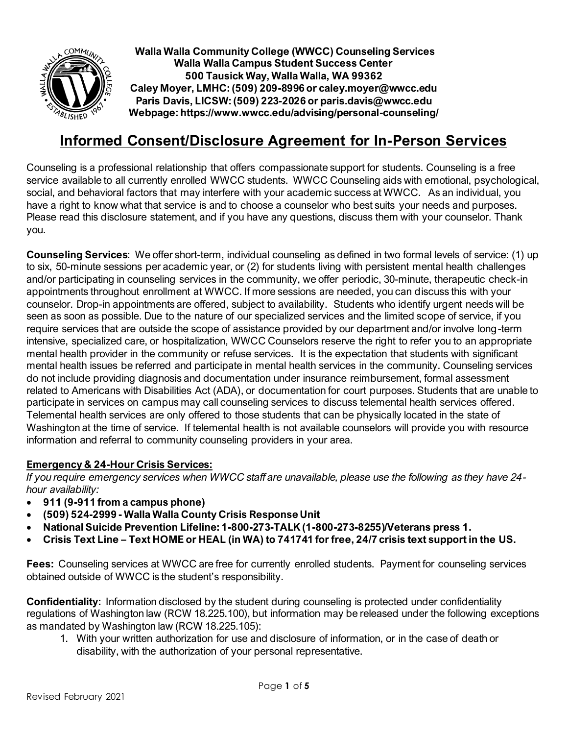**Walla Walla Community College (WWCC) Counseling Services**
**Walla Walla Campus Student Success Center**
**500 Tausick Way, Walla Walla, WA 99362**
**Caley Moyer, LMHC: (509) 209-8996 or caley.moyer@wwcc.edu**
**Paris Davis, LICSW: (509) 223-2026 or paris.davis@wwcc.edu**
**Webpage: https://www.wwcc.edu/advising/personal-counseling/**

# Informed Consent/Disclosure Agreement for In-Person Services

Counseling is a professional relationship that offers compassionate support for students. Counseling is a free service available to all currently enrolled WWCC students. WWCC Counseling aids with emotional, psychological, social, and behavioral factors that may interfere with your academic success at WWCC. As an individual, you have a right to know what that service is and to choose a counselor who best suits your needs and purposes. Please read this disclosure statement, and if you have any questions, discuss them with your counselor. Thank you.

**Counseling Services**: We offer short-term, individual counseling as defined in two formal levels of service: (1) up to six, 50-minute sessions per academic year, or (2) for students living with persistent mental health challenges and/or participating in counseling services in the community, we offer periodic, 30-minute, therapeutic check-in appointments throughout enrollment at WWCC. If more sessions are needed, you can discuss this with your counselor. Drop-in appointments are offered, subject to availability. Students who identify urgent needs will be seen as soon as possible. Due to the nature of our specialized services and the limited scope of service, if you require services that are outside the scope of assistance provided by our department and/or involve long-term intensive, specialized care, or hospitalization, WWCC Counselors reserve the right to refer you to an appropriate mental health provider in the community or refuse services. It is the expectation that students with significant mental health issues be referred and participate in mental health services in the community. Counseling services do not include providing diagnosis and documentation under insurance reimbursement, formal assessment related to Americans with Disabilities Act (ADA), or documentation for court purposes. Students that are unable to participate in services on campus may call counseling services to discuss telemental health services offered. Telemental health services are only offered to those students that can be physically located in the state of Washington at the time of service. If telemental health is not available counselors will provide you with resource information and referral to community counseling providers in your area.

## Emergency & 24-Hour Crisis Services:

*If you require emergency services when WWCC staff are unavailable, please use the following as they have 24-hour availability:*

- **911 (9-911 from a campus phone)**
- **(509) 524-2999 - Walla Walla County Crisis Response Unit**
- **National Suicide Prevention Lifeline: 1-800-273-TALK (1-800-273-8255)/Veterans press 1.**
- **Crisis Text Line – Text HOME or HEAL (in WA) to 741741 for free, 24/7 crisis text support in the US.**

**Fees:** Counseling services at WWCC are free for currently enrolled students. Payment for counseling services obtained outside of WWCC is the student's responsibility.

**Confidentiality:** Information disclosed by the student during counseling is protected under confidentiality regulations of Washington law (RCW 18.225.100), but information may be released under the following exceptions as mandated by Washington law (RCW 18.225.105):

1. With your written authorization for use and disclosure of information, or in the case of death or disability, with the authorization of your personal representative.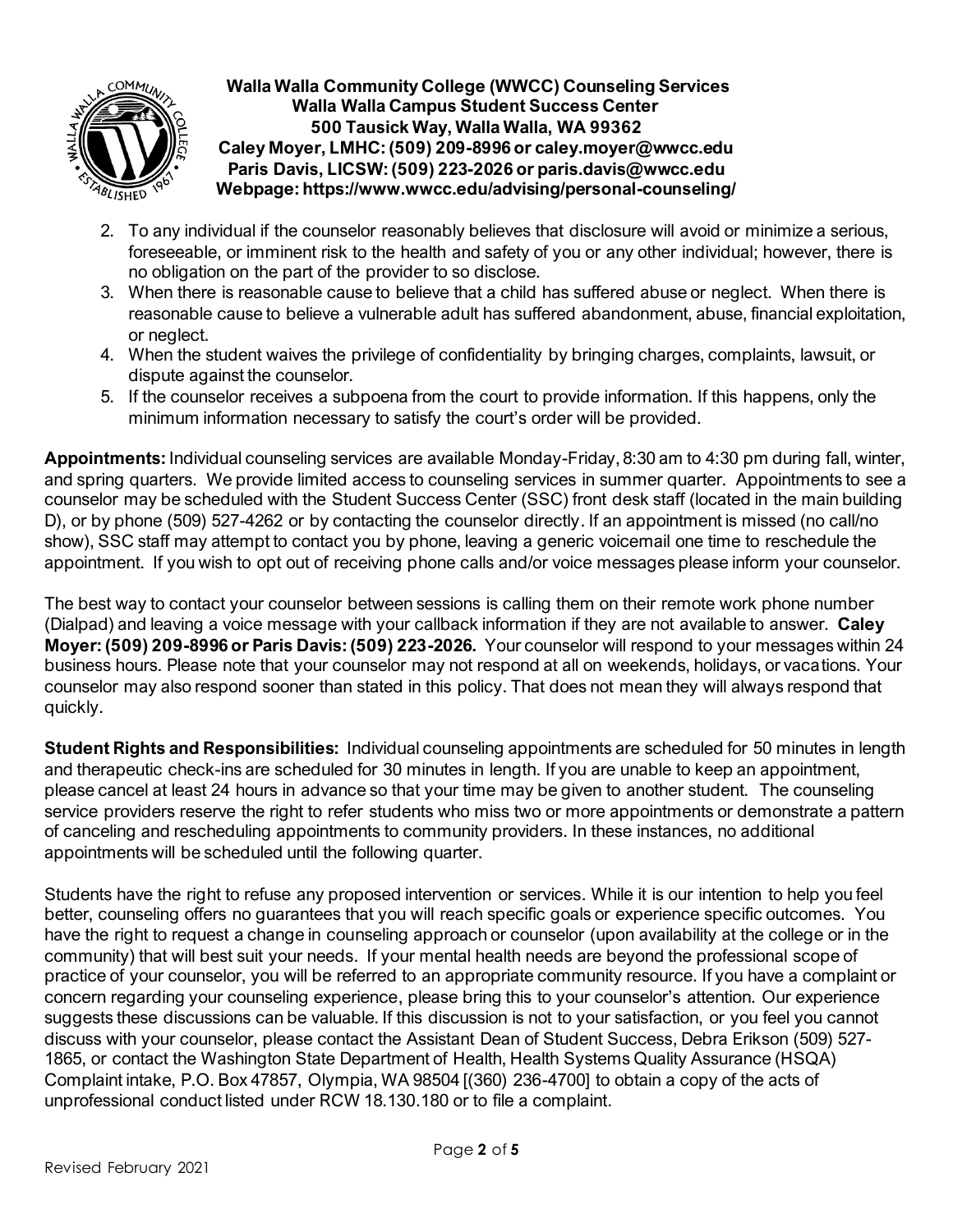2. To any individual if the counselor reasonably believes that disclosure will avoid or minimize a serious, foreseeable, or imminent risk to the health and safety of you or any other individual; however, there is no obligation on the part of the provider to so disclose.
3. When there is reasonable cause to believe that a child has suffered abuse or neglect. When there is reasonable cause to believe a vulnerable adult has suffered abandonment, abuse, financial exploitation, or neglect.
4. When the student waives the privilege of confidentiality by bringing charges, complaints, lawsuit, or dispute against the counselor.
5. If the counselor receives a subpoena from the court to provide information. If this happens, only the minimum information necessary to satisfy the court's order will be provided.

**Appointments:** Individual counseling services are available Monday-Friday, 8:30 am to 4:30 pm during fall, winter, and spring quarters. We provide limited access to counseling services in summer quarter. Appointments to see a counselor may be scheduled with the Student Success Center (SSC) front desk staff (located in the main building D), or by phone (509) 527-4262 or by contacting the counselor directly. If an appointment is missed (no call/no show), SSC staff may attempt to contact you by phone, leaving a generic voicemail one time to reschedule the appointment. If you wish to opt out of receiving phone calls and/or voice messages please inform your counselor.

The best way to contact your counselor between sessions is calling them on their remote work phone number (Dialpad) and leaving a voice message with your callback information if they are not available to answer. **Caley Moyer: (509) 209-8996 or Paris Davis: (509) 223-2026.** Your counselor will respond to your messages within 24 business hours. Please note that your counselor may not respond at all on weekends, holidays, or vacations. Your counselor may also respond sooner than stated in this policy. That does not mean they will always respond that quickly.

**Student Rights and Responsibilities:** Individual counseling appointments are scheduled for 50 minutes in length and therapeutic check-ins are scheduled for 30 minutes in length. If you are unable to keep an appointment, please cancel at least 24 hours in advance so that your time may be given to another student. The counseling service providers reserve the right to refer students who miss two or more appointments or demonstrate a pattern of canceling and rescheduling appointments to community providers. In these instances, no additional appointments will be scheduled until the following quarter.

Students have the right to refuse any proposed intervention or services. While it is our intention to help you feel better, counseling offers no guarantees that you will reach specific goals or experience specific outcomes. You have the right to request a change in counseling approach or counselor (upon availability at the college or in the community) that will best suit your needs. If your mental health needs are beyond the professional scope of practice of your counselor, you will be referred to an appropriate community resource. If you have a complaint or concern regarding your counseling experience, please bring this to your counselor's attention. Our experience suggests these discussions can be valuable. If this discussion is not to your satisfaction, or you feel you cannot discuss with your counselor, please contact the Assistant Dean of Student Success, Debra Erikson (509) 527-1865, or contact the Washington State Department of Health, Health Systems Quality Assurance (HSQA) Complaint intake, P.O. Box 47857, Olympia, WA 98504 [(360) 236-4700] to obtain a copy of the acts of unprofessional conduct listed under RCW 18.130.180 or to file a complaint.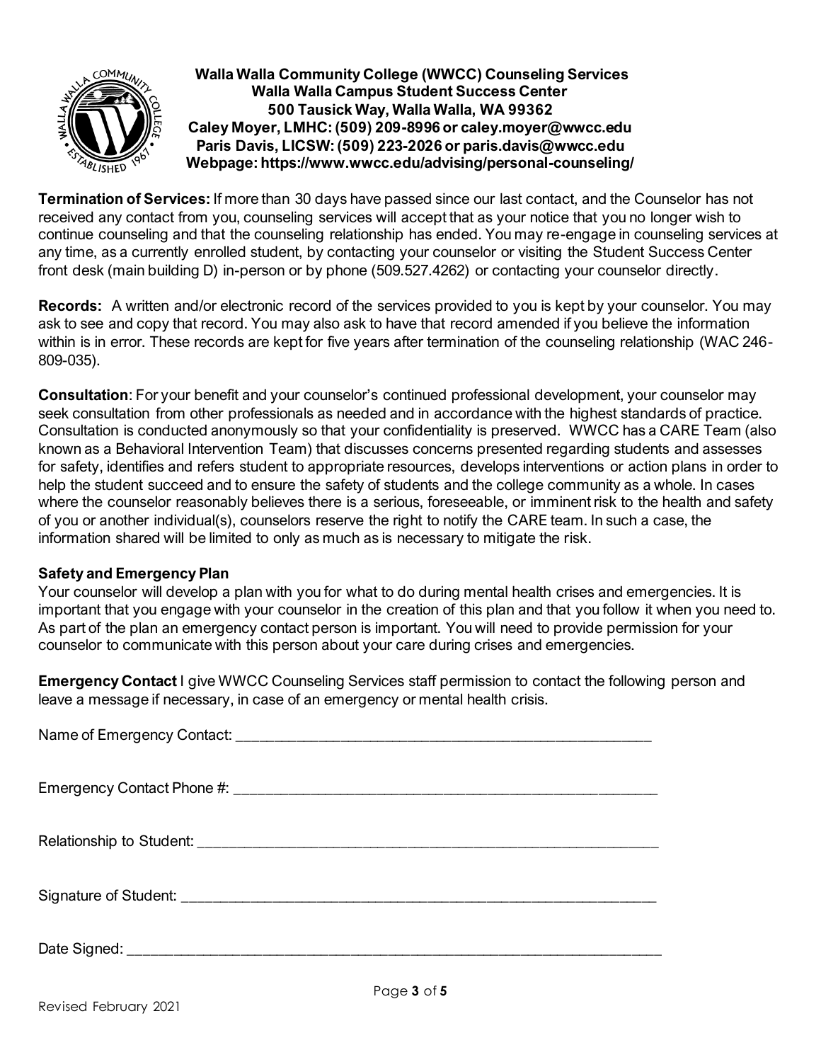**Walla Walla Community College (WWCC) Counseling Services**
**Walla Walla Campus Student Success Center**
**500 Tausick Way, Walla Walla, WA 99362**
**Caley Moyer, LMHC: (509) 209-8996 or caley.moyer@wwcc.edu**
**Paris Davis, LICSW: (509) 223-2026 or paris.davis@wwcc.edu**
**Webpage: https://www.wwcc.edu/advising/personal-counseling/**

**Termination of Services:** If more than 30 days have passed since our last contact, and the Counselor has not received any contact from you, counseling services will accept that as your notice that you no longer wish to continue counseling and that the counseling relationship has ended. You may re-engage in counseling services at any time, as a currently enrolled student, by contacting your counselor or visiting the Student Success Center front desk (main building D) in-person or by phone (509.527.4262) or contacting your counselor directly.

**Records:** A written and/or electronic record of the services provided to you is kept by your counselor. You may ask to see and copy that record. You may also ask to have that record amended if you believe the information within is in error. These records are kept for five years after termination of the counseling relationship (WAC 246-809-035).

**Consultation**: For your benefit and your counselor's continued professional development, your counselor may seek consultation from other professionals as needed and in accordance with the highest standards of practice. Consultation is conducted anonymously so that your confidentiality is preserved. WWCC has a CARE Team (also known as a Behavioral Intervention Team) that discusses concerns presented regarding students and assesses for safety, identifies and refers student to appropriate resources, develops interventions or action plans in order to help the student succeed and to ensure the safety of students and the college community as a whole. In cases where the counselor reasonably believes there is a serious, foreseeable, or imminent risk to the health and safety of you or another individual(s), counselors reserve the right to notify the CARE team. In such a case, the information shared will be limited to only as much as is necessary to mitigate the risk.

**Safety and Emergency Plan**
Your counselor will develop a plan with you for what to do during mental health crises and emergencies. It is important that you engage with your counselor in the creation of this plan and that you follow it when you need to. As part of the plan an emergency contact person is important. You will need to provide permission for your counselor to communicate with this person about your care during crises and emergencies.

**Emergency Contact** I give WWCC Counseling Services staff permission to contact the following person and leave a message if necessary, in case of an emergency or mental health crisis.

Name of Emergency Contact: ______________________________________________________

Emergency Contact Phone #: ______________________________________________________

Relationship to Student: ______________________________________________________

Signature of Student: ______________________________________________________

Date Signed: ______________________________________________________

Revised February 2021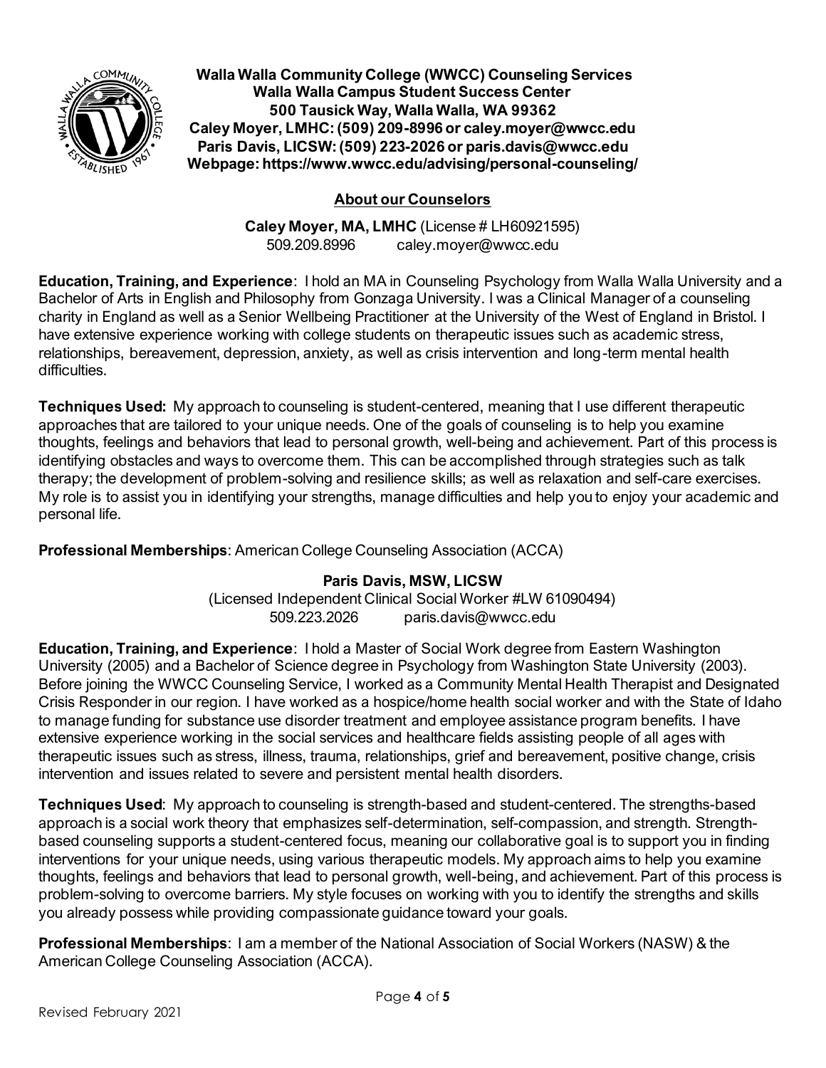**Walla Walla Community College (WWCC) Counseling Services**
**Walla Walla Campus Student Success Center**
**500 Tausick Way, Walla Walla, WA 99362**
**Caley Moyer, LMHC: (509) 209-8996 or caley.moyer@wwcc.edu**
**Paris Davis, LICSW: (509) 223-2026 or paris.davis@wwcc.edu**
**Webpage: https://www.wwcc.edu/advising/personal-counseling/**

## About our Counselors

**Caley Moyer, MA, LMHC** (License # LH60921595)
509.209.8996 caley.moyer@wwcc.edu

**Education, Training, and Experience**: I hold an MA in Counseling Psychology from Walla Walla University and a Bachelor of Arts in English and Philosophy from Gonzaga University. I was a Clinical Manager of a counseling charity in England as well as a Senior Wellbeing Practitioner at the University of the West of England in Bristol. I have extensive experience working with college students on therapeutic issues such as academic stress, relationships, bereavement, depression, anxiety, as well as crisis intervention and long-term mental health difficulties.

**Techniques Used:** My approach to counseling is student-centered, meaning that I use different therapeutic approaches that are tailored to your unique needs. One of the goals of counseling is to help you examine thoughts, feelings and behaviors that lead to personal growth, well-being and achievement. Part of this process is identifying obstacles and ways to overcome them. This can be accomplished through strategies such as talk therapy; the development of problem-solving and resilience skills; as well as relaxation and self-care exercises. My role is to assist you in identifying your strengths, manage difficulties and help you to enjoy your academic and personal life.

**Professional Memberships**: American College Counseling Association (ACCA)

**Paris Davis, MSW, LICSW**
(Licensed Independent Clinical Social Worker #LW 61090494)
509.223.2026 paris.davis@wwcc.edu

**Education, Training, and Experience**: I hold a Master of Social Work degree from Eastern Washington University (2005) and a Bachelor of Science degree in Psychology from Washington State University (2003). Before joining the WWCC Counseling Service, I worked as a Community Mental Health Therapist and Designated Crisis Responder in our region. I have worked as a hospice/home health social worker and with the State of Idaho to manage funding for substance use disorder treatment and employee assistance program benefits. I have extensive experience working in the social services and healthcare fields assisting people of all ages with therapeutic issues such as stress, illness, trauma, relationships, grief and bereavement, positive change, crisis intervention and issues related to severe and persistent mental health disorders.

**Techniques Used**: My approach to counseling is strength-based and student-centered. The strengths-based approach is a social work theory that emphasizes self-determination, self-compassion, and strength. Strength-based counseling supports a student-centered focus, meaning our collaborative goal is to support you in finding interventions for your unique needs, using various therapeutic models. My approach aims to help you examine thoughts, feelings and behaviors that lead to personal growth, well-being, and achievement. Part of this process is problem-solving to overcome barriers. My style focuses on working with you to identify the strengths and skills you already possess while providing compassionate guidance toward your goals.

**Professional Memberships**: I am a member of the National Association of Social Workers (NASW) & the American College Counseling Association (ACCA).

Revised February 2021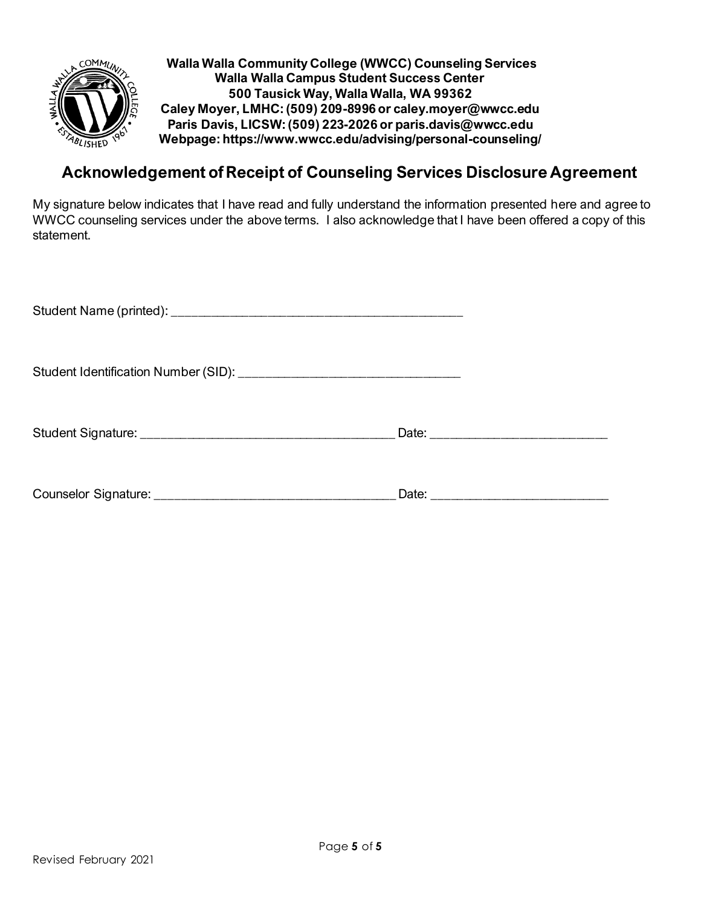**Walla Walla Community College (WWCC) Counseling Services**
**Walla Walla Campus Student Success Center**
**500 Tausick Way, Walla Walla, WA 99362**
**Caley Moyer, LMHC: (509) 209-8996 or caley.moyer@wwcc.edu**
**Paris Davis, LICSW: (509) 223-2026 or paris.davis@wwcc.edu**
**Webpage: https://www.wwcc.edu/advising/personal-counseling/**

## Acknowledgement of Receipt of Counseling Services Disclosure Agreement

My signature below indicates that I have read and fully understand the information presented here and agree to WWCC counseling services under the above terms. I also acknowledge that I have been offered a copy of this statement.

Student Name (printed): ____________________________________________

Student Identification Number (SID): _________________________________

Student Signature: _____________________________________ Date: __________________________

Counselor Signature: ___________________________________ Date: __________________________

Revised February 2021